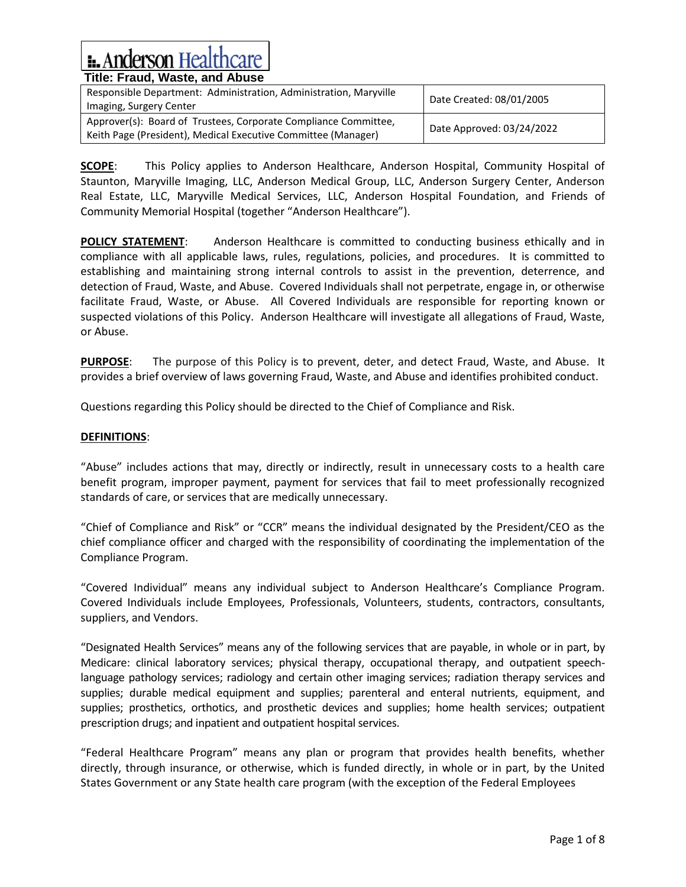Anderson Healthcare

# Title: Fraud, Waste, and Abuse

| Responsible Department: Administration, Administration, Maryville Imaging, Surgery Center | Date Created: 08/01/2005 |
|---|---|
| Approver(s): Board of Trustees, Corporate Compliance Committee, Keith Page (President), Medical Executive Committee (Manager) | Date Approved: 03/24/2022 |

**SCOPE**: This Policy applies to Anderson Healthcare, Anderson Hospital, Community Hospital of Staunton, Maryville Imaging, LLC, Anderson Medical Group, LLC, Anderson Surgery Center, Anderson Real Estate, LLC, Maryville Medical Services, LLC, Anderson Hospital Foundation, and Friends of Community Memorial Hospital (together "Anderson Healthcare").

**POLICY STATEMENT**: Anderson Healthcare is committed to conducting business ethically and in compliance with all applicable laws, rules, regulations, policies, and procedures. It is committed to establishing and maintaining strong internal controls to assist in the prevention, deterrence, and detection of Fraud, Waste, and Abuse. Covered Individuals shall not perpetrate, engage in, or otherwise facilitate Fraud, Waste, or Abuse. All Covered Individuals are responsible for reporting known or suspected violations of this Policy. Anderson Healthcare will investigate all allegations of Fraud, Waste, or Abuse.

**PURPOSE**: The purpose of this Policy is to prevent, deter, and detect Fraud, Waste, and Abuse. It provides a brief overview of laws governing Fraud, Waste, and Abuse and identifies prohibited conduct.

Questions regarding this Policy should be directed to the Chief of Compliance and Risk.

**DEFINITIONS**:

"Abuse" includes actions that may, directly or indirectly, result in unnecessary costs to a health care benefit program, improper payment, payment for services that fail to meet professionally recognized standards of care, or services that are medically unnecessary.

"Chief of Compliance and Risk" or "CCR" means the individual designated by the President/CEO as the chief compliance officer and charged with the responsibility of coordinating the implementation of the Compliance Program.

"Covered Individual" means any individual subject to Anderson Healthcare's Compliance Program. Covered Individuals include Employees, Professionals, Volunteers, students, contractors, consultants, suppliers, and Vendors.

"Designated Health Services" means any of the following services that are payable, in whole or in part, by Medicare: clinical laboratory services; physical therapy, occupational therapy, and outpatient speech-language pathology services; radiology and certain other imaging services; radiation therapy services and supplies; durable medical equipment and supplies; parenteral and enteral nutrients, equipment, and supplies; prosthetics, orthotics, and prosthetic devices and supplies; home health services; outpatient prescription drugs; and inpatient and outpatient hospital services.

"Federal Healthcare Program" means any plan or program that provides health benefits, whether directly, through insurance, or otherwise, which is funded directly, in whole or in part, by the United States Government or any State health care program (with the exception of the Federal Employees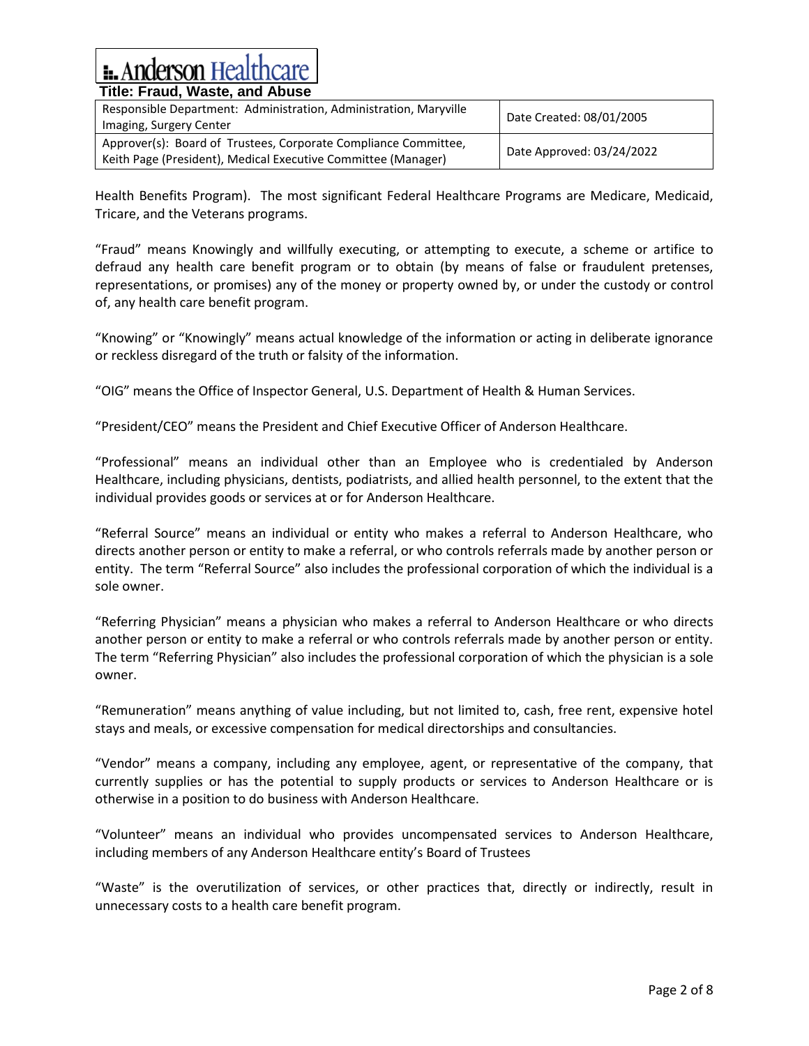Health Benefits Program). The most significant Federal Healthcare Programs are Medicare, Medicaid, Tricare, and the Veterans programs.

"Fraud" means Knowingly and willfully executing, or attempting to execute, a scheme or artifice to defraud any health care benefit program or to obtain (by means of false or fraudulent pretenses, representations, or promises) any of the money or property owned by, or under the custody or control of, any health care benefit program.

"Knowing" or "Knowingly" means actual knowledge of the information or acting in deliberate ignorance or reckless disregard of the truth or falsity of the information.

"OIG" means the Office of Inspector General, U.S. Department of Health & Human Services.

"President/CEO" means the President and Chief Executive Officer of Anderson Healthcare.

"Professional" means an individual other than an Employee who is credentialed by Anderson Healthcare, including physicians, dentists, podiatrists, and allied health personnel, to the extent that the individual provides goods or services at or for Anderson Healthcare.

"Referral Source" means an individual or entity who makes a referral to Anderson Healthcare, who directs another person or entity to make a referral, or who controls referrals made by another person or entity. The term "Referral Source" also includes the professional corporation of which the individual is a sole owner.

"Referring Physician" means a physician who makes a referral to Anderson Healthcare or who directs another person or entity to make a referral or who controls referrals made by another person or entity. The term "Referring Physician" also includes the professional corporation of which the physician is a sole owner.

"Remuneration" means anything of value including, but not limited to, cash, free rent, expensive hotel stays and meals, or excessive compensation for medical directorships and consultancies.

"Vendor" means a company, including any employee, agent, or representative of the company, that currently supplies or has the potential to supply products or services to Anderson Healthcare or is otherwise in a position to do business with Anderson Healthcare.

"Volunteer" means an individual who provides uncompensated services to Anderson Healthcare, including members of any Anderson Healthcare entity's Board of Trustees

"Waste" is the overutilization of services, or other practices that, directly or indirectly, result in unnecessary costs to a health care benefit program.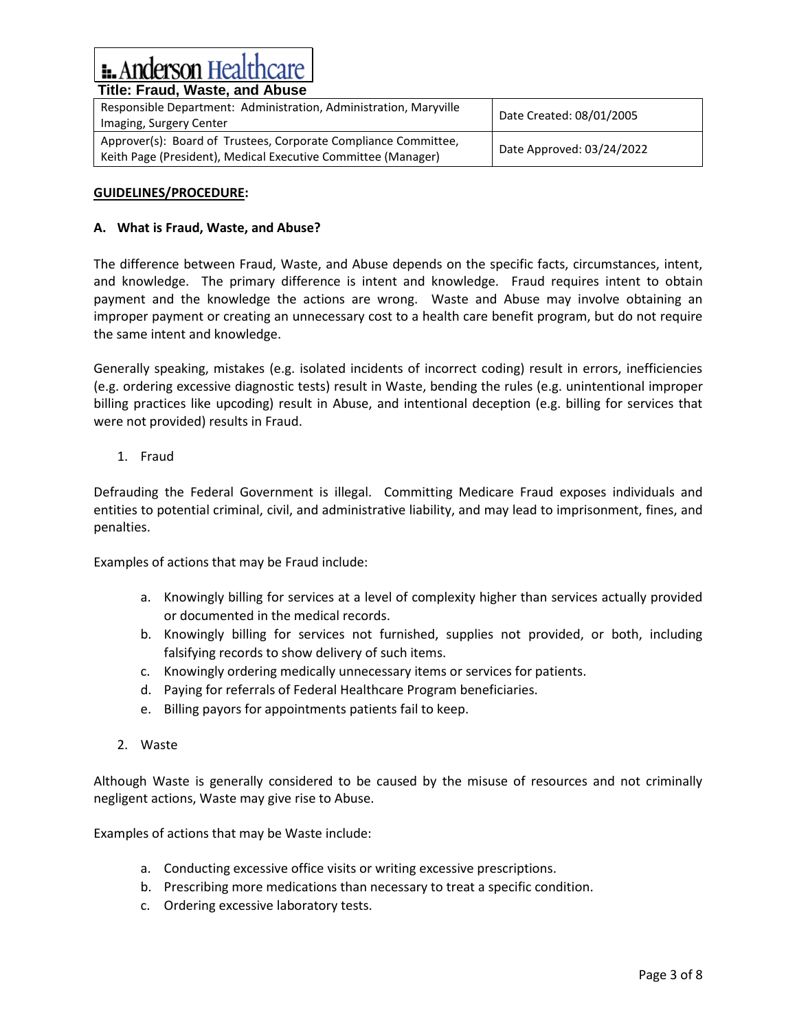**GUIDELINES/PROCEDURE:**

**A. What is Fraud, Waste, and Abuse?**

The difference between Fraud, Waste, and Abuse depends on the specific facts, circumstances, intent, and knowledge. The primary difference is intent and knowledge. Fraud requires intent to obtain payment and the knowledge the actions are wrong. Waste and Abuse may involve obtaining an improper payment or creating an unnecessary cost to a health care benefit program, but do not require the same intent and knowledge.

Generally speaking, mistakes (e.g. isolated incidents of incorrect coding) result in errors, inefficiencies (e.g. ordering excessive diagnostic tests) result in Waste, bending the rules (e.g. unintentional improper billing practices like upcoding) result in Abuse, and intentional deception (e.g. billing for services that were not provided) results in Fraud.

1. Fraud

Defrauding the Federal Government is illegal. Committing Medicare Fraud exposes individuals and entities to potential criminal, civil, and administrative liability, and may lead to imprisonment, fines, and penalties.

Examples of actions that may be Fraud include:

a. Knowingly billing for services at a level of complexity higher than services actually provided or documented in the medical records.
b. Knowingly billing for services not furnished, supplies not provided, or both, including falsifying records to show delivery of such items.
c. Knowingly ordering medically unnecessary items or services for patients.
d. Paying for referrals of Federal Healthcare Program beneficiaries.
e. Billing payors for appointments patients fail to keep.

2. Waste

Although Waste is generally considered to be caused by the misuse of resources and not criminally negligent actions, Waste may give rise to Abuse.

Examples of actions that may be Waste include:

a. Conducting excessive office visits or writing excessive prescriptions.
b. Prescribing more medications than necessary to treat a specific condition.
c. Ordering excessive laboratory tests.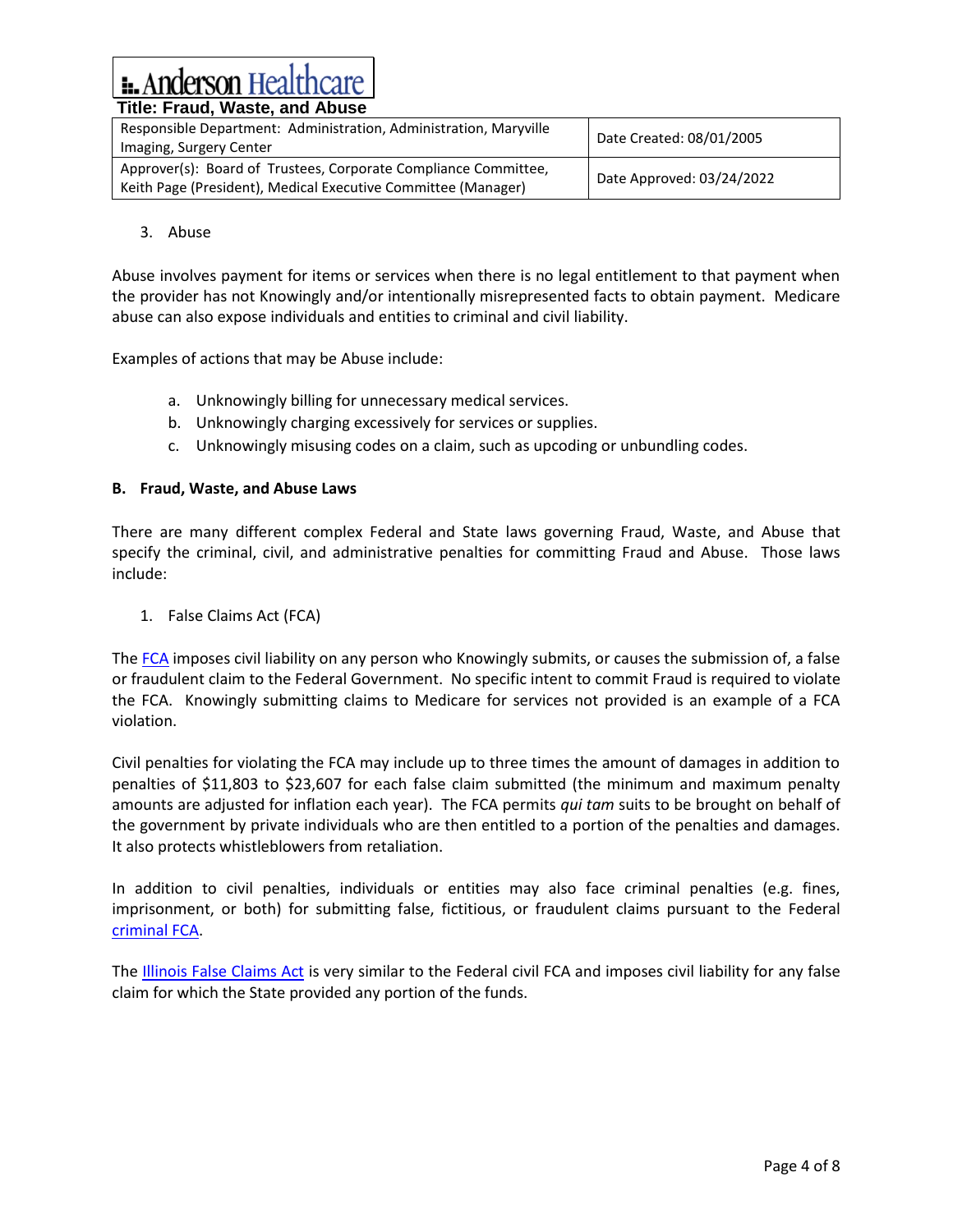3. Abuse

Abuse involves payment for items or services when there is no legal entitlement to that payment when the provider has not Knowingly and/or intentionally misrepresented facts to obtain payment. Medicare abuse can also expose individuals and entities to criminal and civil liability.

Examples of actions that may be Abuse include:

a. Unknowingly billing for unnecessary medical services.
b. Unknowingly charging excessively for services or supplies.
c. Unknowingly misusing codes on a claim, such as upcoding or unbundling codes.

**B. Fraud, Waste, and Abuse Laws**

There are many different complex Federal and State laws governing Fraud, Waste, and Abuse that specify the criminal, civil, and administrative penalties for committing Fraud and Abuse. Those laws include:

1. False Claims Act (FCA)

The FCA imposes civil liability on any person who Knowingly submits, or causes the submission of, a false or fraudulent claim to the Federal Government. No specific intent to commit Fraud is required to violate the FCA. Knowingly submitting claims to Medicare for services not provided is an example of a FCA violation.

Civil penalties for violating the FCA may include up to three times the amount of damages in addition to penalties of $11,803 to $23,607 for each false claim submitted (the minimum and maximum penalty amounts are adjusted for inflation each year). The FCA permits *qui tam* suits to be brought on behalf of the government by private individuals who are then entitled to a portion of the penalties and damages. It also protects whistleblowers from retaliation.

In addition to civil penalties, individuals or entities may also face criminal penalties (e.g. fines, imprisonment, or both) for submitting false, fictitious, or fraudulent claims pursuant to the Federal criminal FCA.

The Illinois False Claims Act is very similar to the Federal civil FCA and imposes civil liability for any false claim for which the State provided any portion of the funds.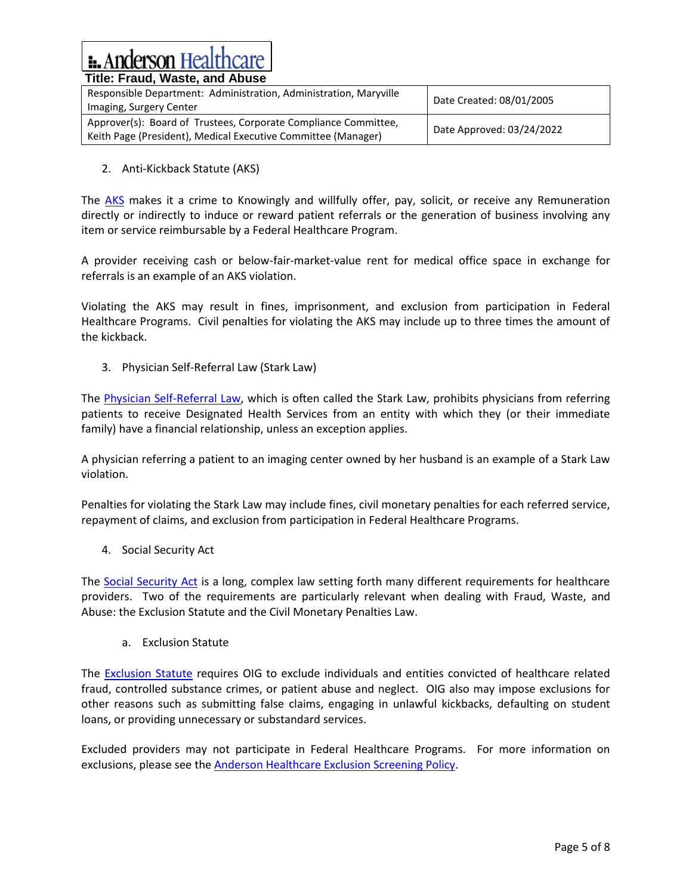2. Anti-Kickback Statute (AKS)

The AKS makes it a crime to Knowingly and willfully offer, pay, solicit, or receive any Remuneration directly or indirectly to induce or reward patient referrals or the generation of business involving any item or service reimbursable by a Federal Healthcare Program.

A provider receiving cash or below-fair-market-value rent for medical office space in exchange for referrals is an example of an AKS violation.

Violating the AKS may result in fines, imprisonment, and exclusion from participation in Federal Healthcare Programs. Civil penalties for violating the AKS may include up to three times the amount of the kickback.

3. Physician Self-Referral Law (Stark Law)

The Physician Self-Referral Law, which is often called the Stark Law, prohibits physicians from referring patients to receive Designated Health Services from an entity with which they (or their immediate family) have a financial relationship, unless an exception applies.

A physician referring a patient to an imaging center owned by her husband is an example of a Stark Law violation.

Penalties for violating the Stark Law may include fines, civil monetary penalties for each referred service, repayment of claims, and exclusion from participation in Federal Healthcare Programs.

4. Social Security Act

The Social Security Act is a long, complex law setting forth many different requirements for healthcare providers. Two of the requirements are particularly relevant when dealing with Fraud, Waste, and Abuse: the Exclusion Statute and the Civil Monetary Penalties Law.

a. Exclusion Statute

The Exclusion Statute requires OIG to exclude individuals and entities convicted of healthcare related fraud, controlled substance crimes, or patient abuse and neglect. OIG also may impose exclusions for other reasons such as submitting false claims, engaging in unlawful kickbacks, defaulting on student loans, or providing unnecessary or substandard services.

Excluded providers may not participate in Federal Healthcare Programs. For more information on exclusions, please see the Anderson Healthcare Exclusion Screening Policy.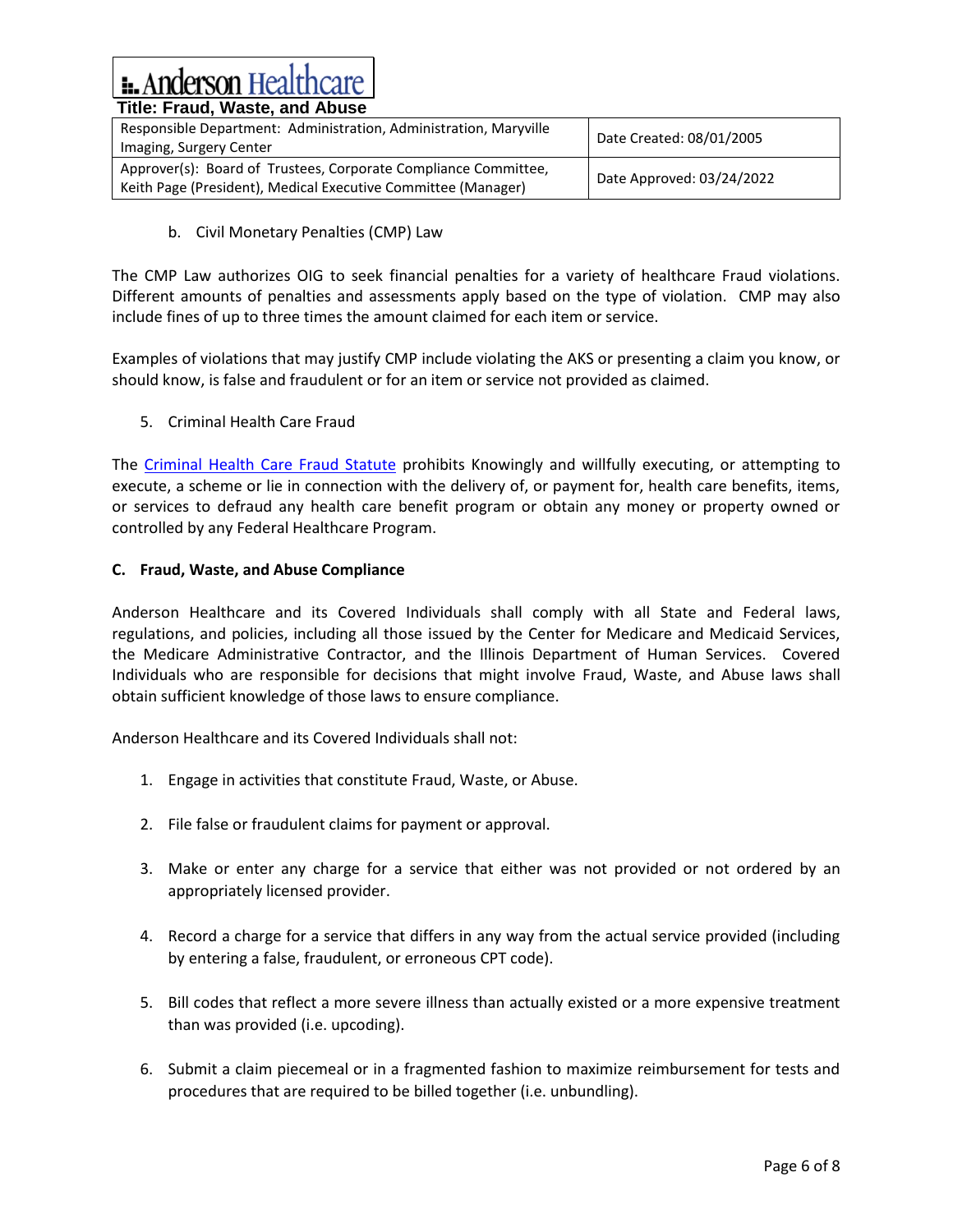b. Civil Monetary Penalties (CMP) Law

The CMP Law authorizes OIG to seek financial penalties for a variety of healthcare Fraud violations. Different amounts of penalties and assessments apply based on the type of violation. CMP may also include fines of up to three times the amount claimed for each item or service.

Examples of violations that may justify CMP include violating the AKS or presenting a claim you know, or should know, is false and fraudulent or for an item or service not provided as claimed.

5. Criminal Health Care Fraud

The Criminal Health Care Fraud Statute prohibits Knowingly and willfully executing, or attempting to execute, a scheme or lie in connection with the delivery of, or payment for, health care benefits, items, or services to defraud any health care benefit program or obtain any money or property owned or controlled by any Federal Healthcare Program.

**C. Fraud, Waste, and Abuse Compliance**

Anderson Healthcare and its Covered Individuals shall comply with all State and Federal laws, regulations, and policies, including all those issued by the Center for Medicare and Medicaid Services, the Medicare Administrative Contractor, and the Illinois Department of Human Services. Covered Individuals who are responsible for decisions that might involve Fraud, Waste, and Abuse laws shall obtain sufficient knowledge of those laws to ensure compliance.

Anderson Healthcare and its Covered Individuals shall not:

1. Engage in activities that constitute Fraud, Waste, or Abuse.

2. File false or fraudulent claims for payment or approval.

3. Make or enter any charge for a service that either was not provided or not ordered by an appropriately licensed provider.

4. Record a charge for a service that differs in any way from the actual service provided (including by entering a false, fraudulent, or erroneous CPT code).

5. Bill codes that reflect a more severe illness than actually existed or a more expensive treatment than was provided (i.e. upcoding).

6. Submit a claim piecemeal or in a fragmented fashion to maximize reimbursement for tests and procedures that are required to be billed together (i.e. unbundling).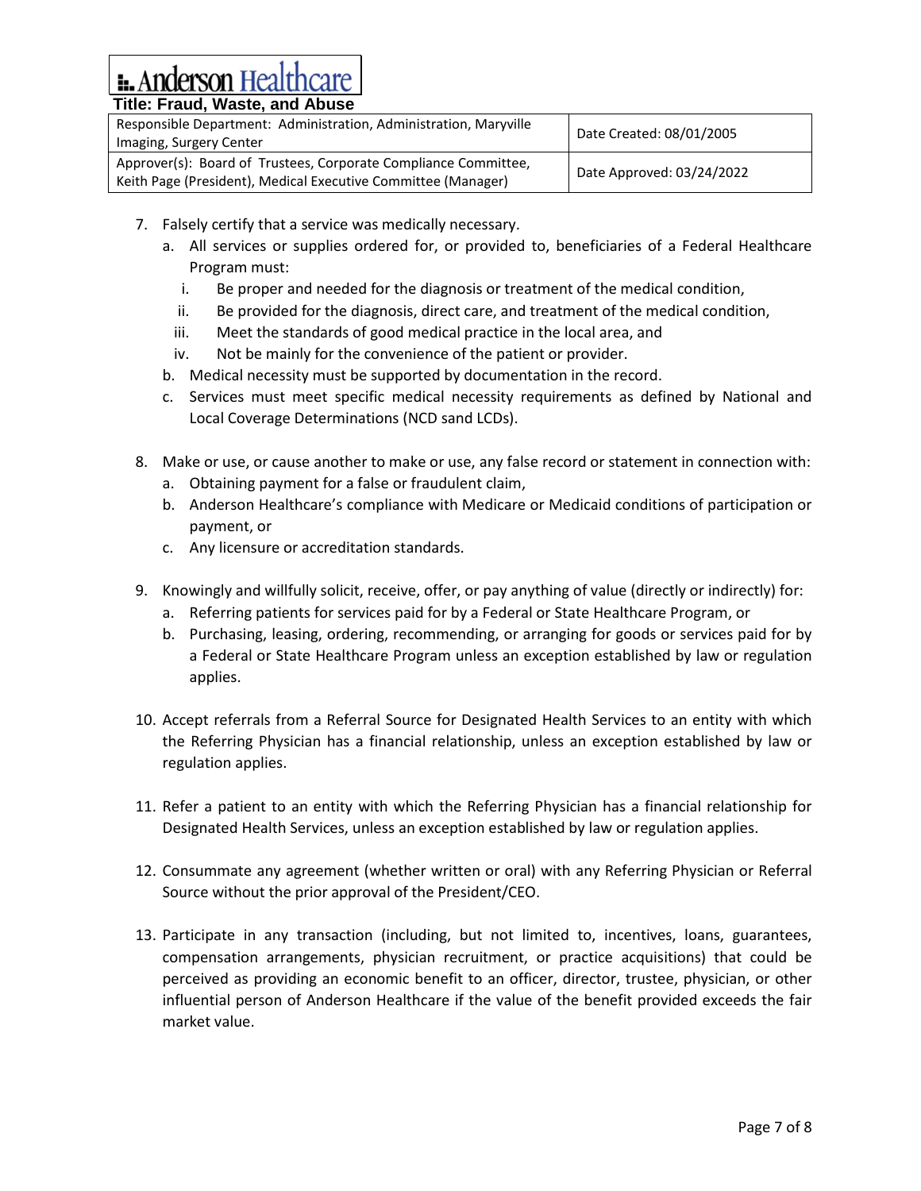7. Falsely certify that a service was medically necessary.
   a. All services or supplies ordered for, or provided to, beneficiaries of a Federal Healthcare Program must:
      i. Be proper and needed for the diagnosis or treatment of the medical condition,
      ii. Be provided for the diagnosis, direct care, and treatment of the medical condition,
      iii. Meet the standards of good medical practice in the local area, and
      iv. Not be mainly for the convenience of the patient or provider.
   b. Medical necessity must be supported by documentation in the record.
   c. Services must meet specific medical necessity requirements as defined by National and Local Coverage Determinations (NCD sand LCDs).

8. Make or use, or cause another to make or use, any false record or statement in connection with:
   a. Obtaining payment for a false or fraudulent claim,
   b. Anderson Healthcare's compliance with Medicare or Medicaid conditions of participation or payment, or
   c. Any licensure or accreditation standards.

9. Knowingly and willfully solicit, receive, offer, or pay anything of value (directly or indirectly) for:
   a. Referring patients for services paid for by a Federal or State Healthcare Program, or
   b. Purchasing, leasing, ordering, recommending, or arranging for goods or services paid for by a Federal or State Healthcare Program unless an exception established by law or regulation applies.

10. Accept referrals from a Referral Source for Designated Health Services to an entity with which the Referring Physician has a financial relationship, unless an exception established by law or regulation applies.

11. Refer a patient to an entity with which the Referring Physician has a financial relationship for Designated Health Services, unless an exception established by law or regulation applies.

12. Consummate any agreement (whether written or oral) with any Referring Physician or Referral Source without the prior approval of the President/CEO.

13. Participate in any transaction (including, but not limited to, incentives, loans, guarantees, compensation arrangements, physician recruitment, or practice acquisitions) that could be perceived as providing an economic benefit to an officer, director, trustee, physician, or other influential person of Anderson Healthcare if the value of the benefit provided exceeds the fair market value.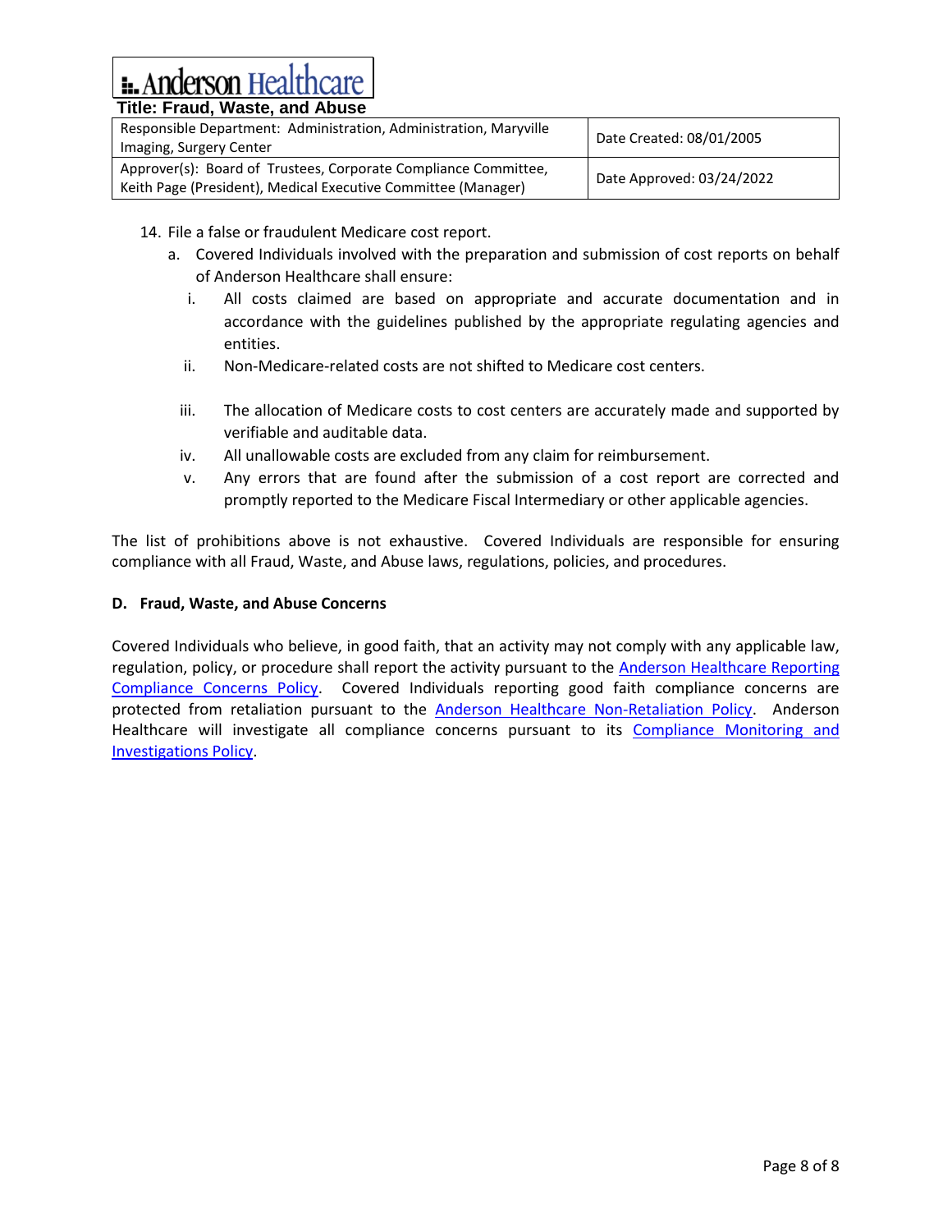14. File a false or fraudulent Medicare cost report.
    a. Covered Individuals involved with the preparation and submission of cost reports on behalf of Anderson Healthcare shall ensure:
        i. All costs claimed are based on appropriate and accurate documentation and in accordance with the guidelines published by the appropriate regulating agencies and entities.
        ii. Non-Medicare-related costs are not shifted to Medicare cost centers.
        iii. The allocation of Medicare costs to cost centers are accurately made and supported by verifiable and auditable data.
        iv. All unallowable costs are excluded from any claim for reimbursement.
        v. Any errors that are found after the submission of a cost report are corrected and promptly reported to the Medicare Fiscal Intermediary or other applicable agencies.

The list of prohibitions above is not exhaustive. Covered Individuals are responsible for ensuring compliance with all Fraud, Waste, and Abuse laws, regulations, policies, and procedures.

**D. Fraud, Waste, and Abuse Concerns**

Covered Individuals who believe, in good faith, that an activity may not comply with any applicable law, regulation, policy, or procedure shall report the activity pursuant to the Anderson Healthcare Reporting Compliance Concerns Policy. Covered Individuals reporting good faith compliance concerns are protected from retaliation pursuant to the Anderson Healthcare Non-Retaliation Policy. Anderson Healthcare will investigate all compliance concerns pursuant to its Compliance Monitoring and Investigations Policy.